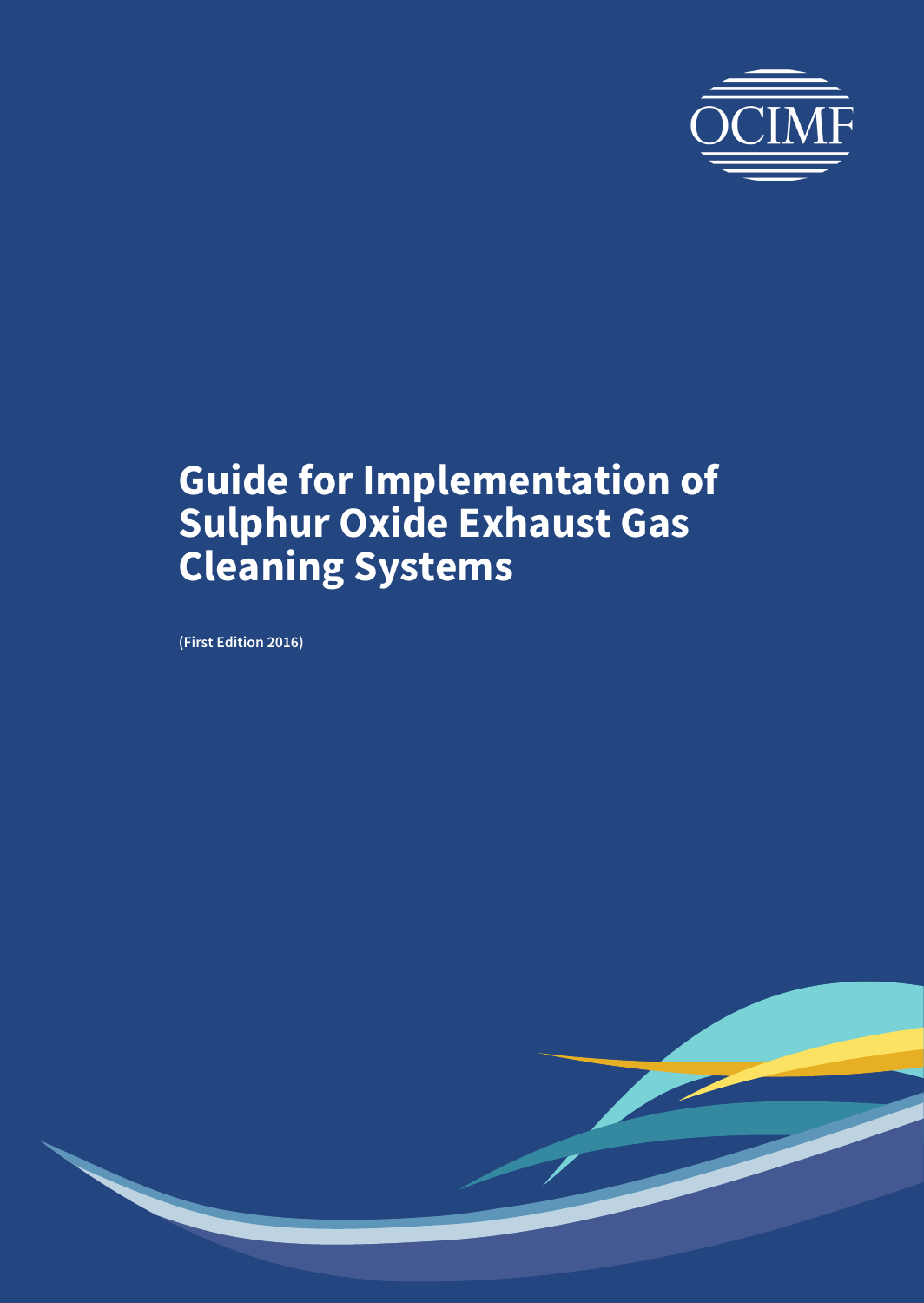OCIMF

# Guide for Implementation of Sulphur Oxide Exhaust Gas Cleaning Systems

**(First Edition 2016)**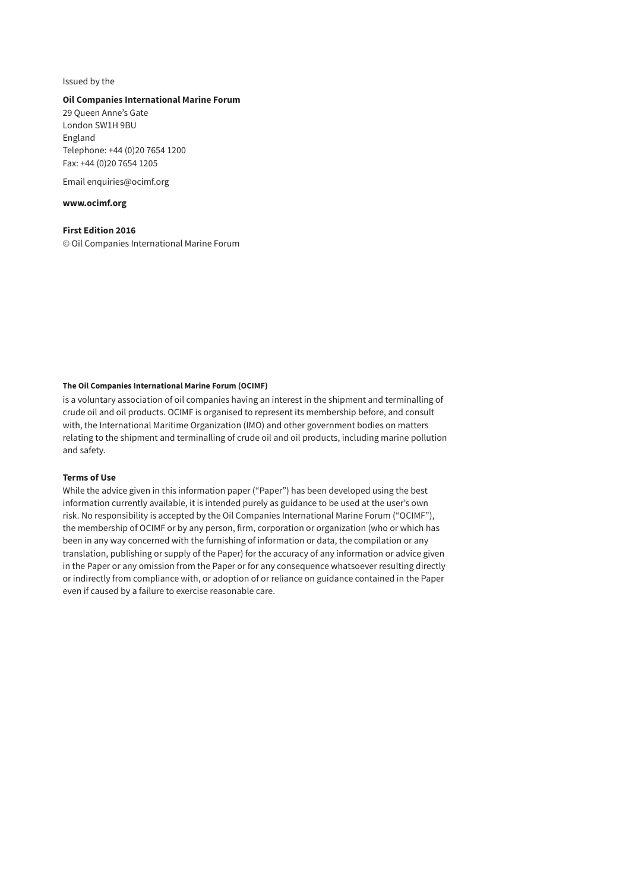Issued by the

**Oil Companies International Marine Forum**
29 Queen Anne's Gate
London SW1H 9BU
England
Telephone: +44 (0)20 7654 1200
Fax: +44 (0)20 7654 1205

Email enquiries@ocimf.org

**www.ocimf.org**

**First Edition 2016**
© Oil Companies International Marine Forum

**The Oil Companies International Marine Forum (OCIMF)**

is a voluntary association of oil companies having an interest in the shipment and terminalling of crude oil and oil products. OCIMF is organised to represent its membership before, and consult with, the International Maritime Organization (IMO) and other government bodies on matters relating to the shipment and terminalling of crude oil and oil products, including marine pollution and safety.

**Terms of Use**

While the advice given in this information paper ("Paper") has been developed using the best information currently available, it is intended purely as guidance to be used at the user's own risk. No responsibility is accepted by the Oil Companies International Marine Forum ("OCIMF"), the membership of OCIMF or by any person, firm, corporation or organization (who or which has been in any way concerned with the furnishing of information or data, the compilation or any translation, publishing or supply of the Paper) for the accuracy of any information or advice given in the Paper or any omission from the Paper or for any consequence whatsoever resulting directly or indirectly from compliance with, or adoption of or reliance on guidance contained in the Paper even if caused by a failure to exercise reasonable care.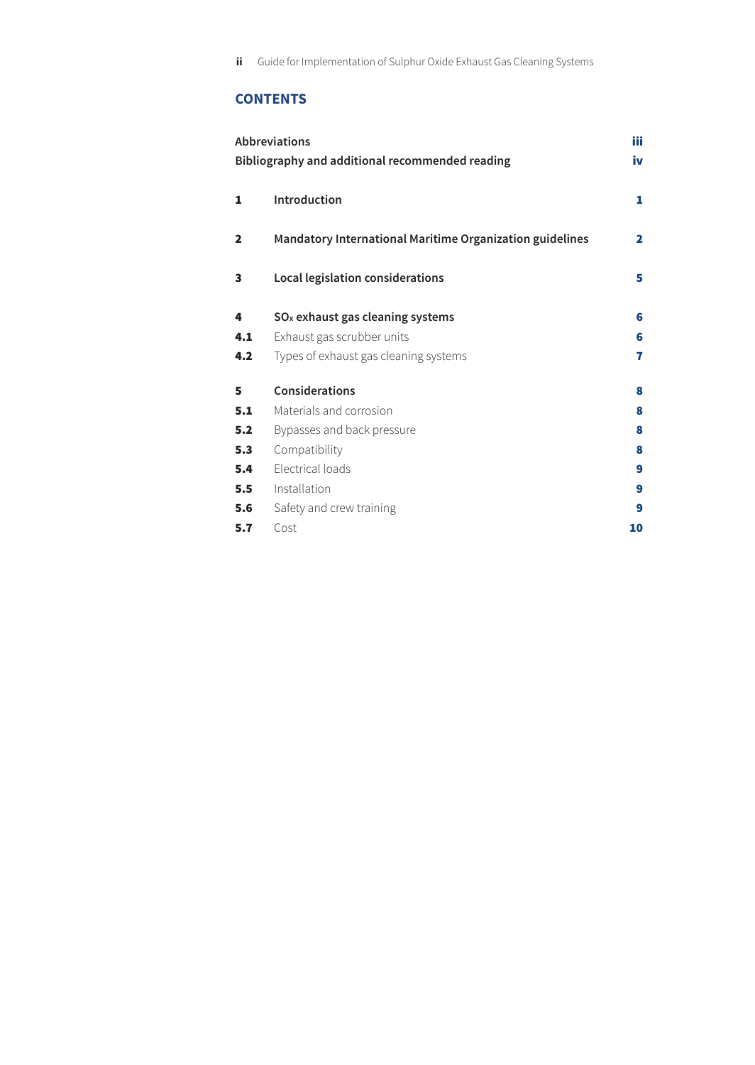## CONTENTS

| | | |
|---|---|---|
| **Abbreviations** | | **iii** |
| **Bibliography and additional recommended reading** | | **iv** |
| **1** | **Introduction** | **1** |
| **2** | **Mandatory International Maritime Organization guidelines** | **2** |
| **3** | **Local legislation considerations** | **5** |
| **4** | **$SO_x$ exhaust gas cleaning systems** | **6** |
| **4.1** | Exhaust gas scrubber units | **6** |
| **4.2** | Types of exhaust gas cleaning systems | **7** |
| **5** | **Considerations** | **8** |
| **5.1** | Materials and corrosion | **8** |
| **5.2** | Bypasses and back pressure | **8** |
| **5.3** | Compatibility | **8** |
| **5.4** | Electrical loads | **9** |
| **5.5** | Installation | **9** |
| **5.6** | Safety and crew training | **9** |
| **5.7** | Cost | **10** |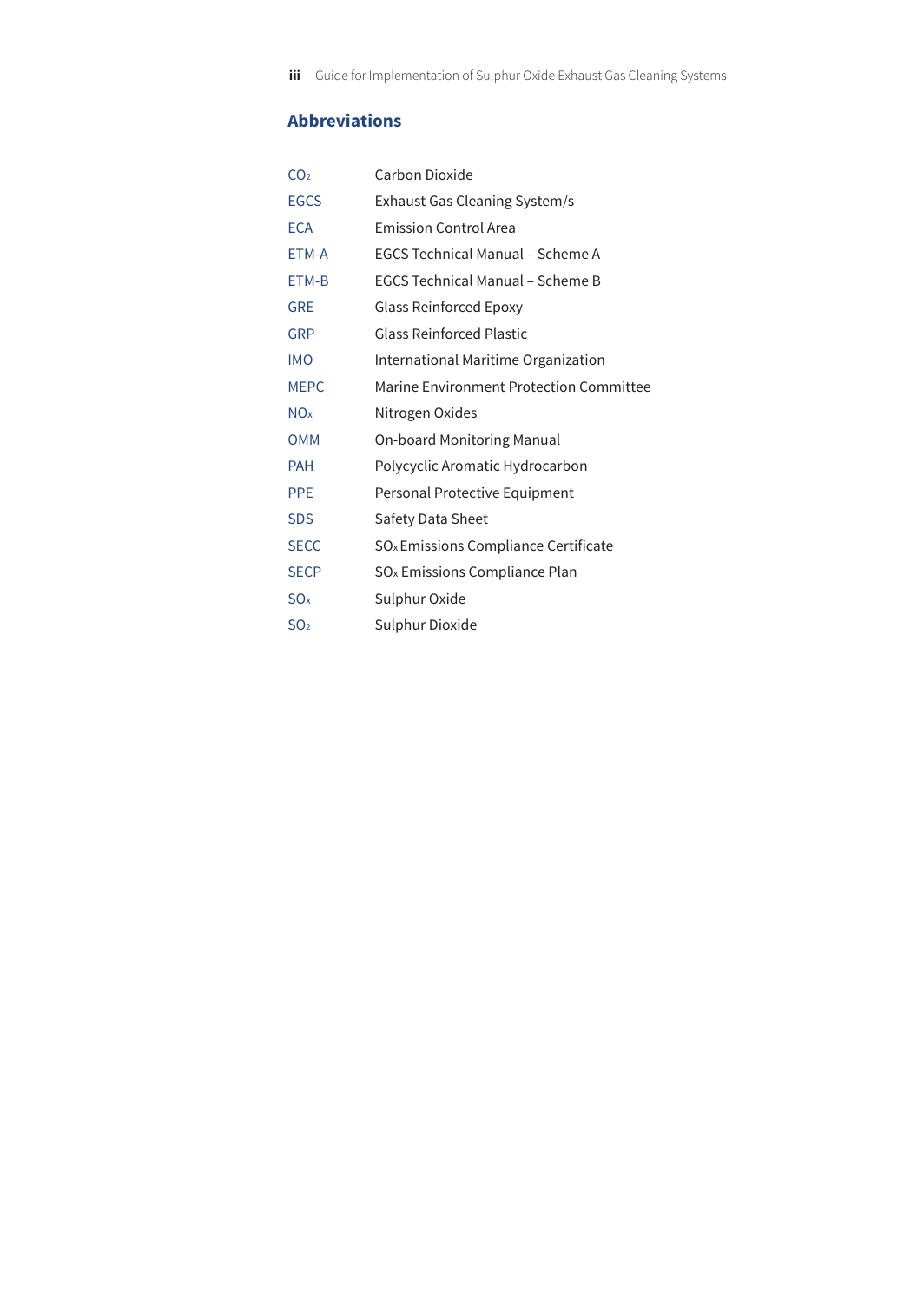## Abbreviations

| | |
|---|---|
| $CO_2$ | Carbon Dioxide |
| EGCS | Exhaust Gas Cleaning System/s |
| ECA | Emission Control Area |
| ETM-A | EGCS Technical Manual – Scheme A |
| ETM-B | EGCS Technical Manual – Scheme B |
| GRE | Glass Reinforced Epoxy |
| GRP | Glass Reinforced Plastic |
| IMO | International Maritime Organization |
| MEPC | Marine Environment Protection Committee |
| $NO_x$ | Nitrogen Oxides |
| OMM | On-board Monitoring Manual |
| PAH | Polycyclic Aromatic Hydrocarbon |
| PPE | Personal Protective Equipment |
| SDS | Safety Data Sheet |
| SECC | $SO_x$ Emissions Compliance Certificate |
| SECP | $SO_x$ Emissions Compliance Plan |
| $SO_x$ | Sulphur Oxide |
| $SO_2$ | Sulphur Dioxide |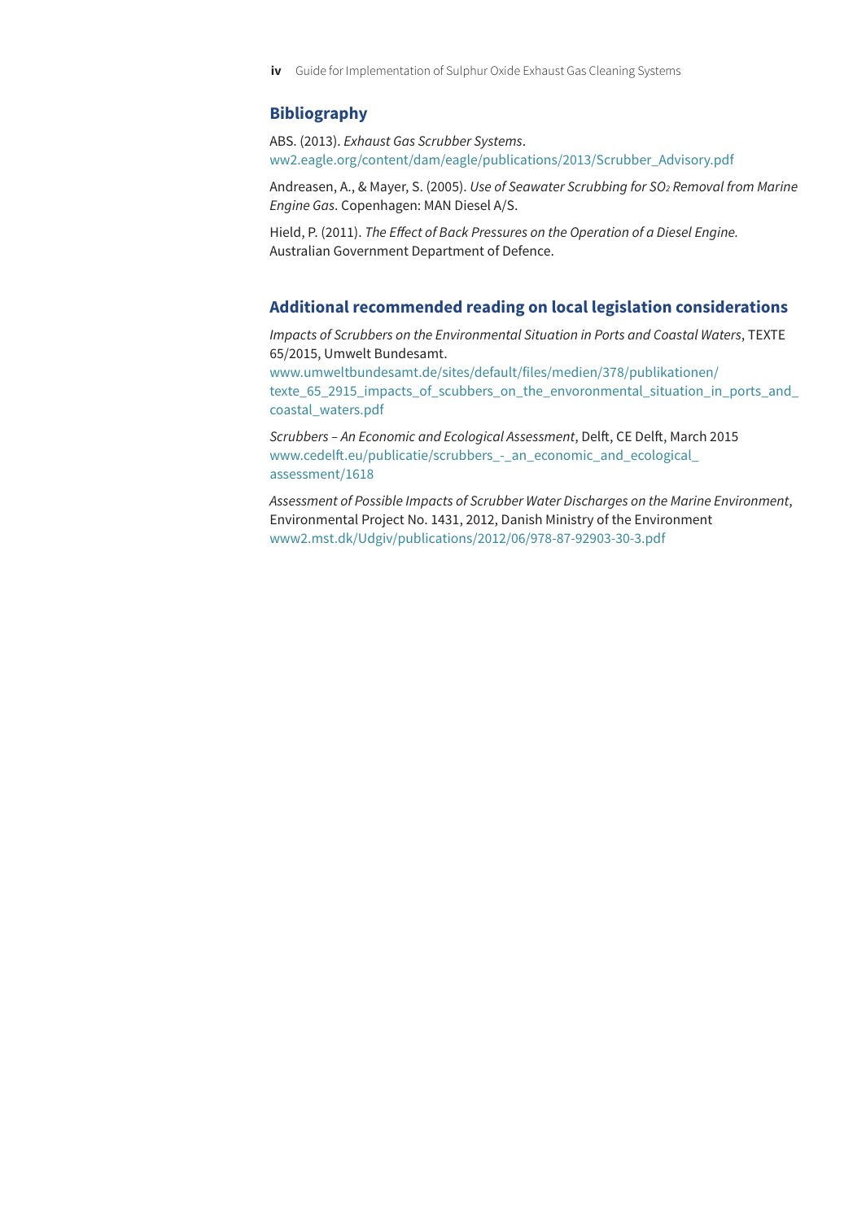## Bibliography

ABS. (2013). *Exhaust Gas Scrubber Systems*.
ww2.eagle.org/content/dam/eagle/publications/2013/Scrubber_Advisory.pdf

Andreasen, A., & Mayer, S. (2005). *Use of Seawater Scrubbing for $SO_2$ Removal from Marine Engine Gas*. Copenhagen: MAN Diesel A/S.

Hield, P. (2011). *The Effect of Back Pressures on the Operation of a Diesel Engine.* Australian Government Department of Defence.

## Additional recommended reading on local legislation considerations

*Impacts of Scrubbers on the Environmental Situation in Ports and Coastal Waters*, TEXTE 65/2015, Umwelt Bundesamt.
www.umweltbundesamt.de/sites/default/files/medien/378/publikationen/texte_65_2915_impacts_of_scubbers_on_the_envoronmental_situation_in_ports_and_coastal_waters.pdf

*Scrubbers – An Economic and Ecological Assessment*, Delft, CE Delft, March 2015
www.cedelft.eu/publicatie/scrubbers_-_an_economic_and_ecological_assessment/1618

*Assessment of Possible Impacts of Scrubber Water Discharges on the Marine Environment*, Environmental Project No. 1431, 2012, Danish Ministry of the Environment
www2.mst.dk/Udgiv/publications/2012/06/978-87-92903-30-3.pdf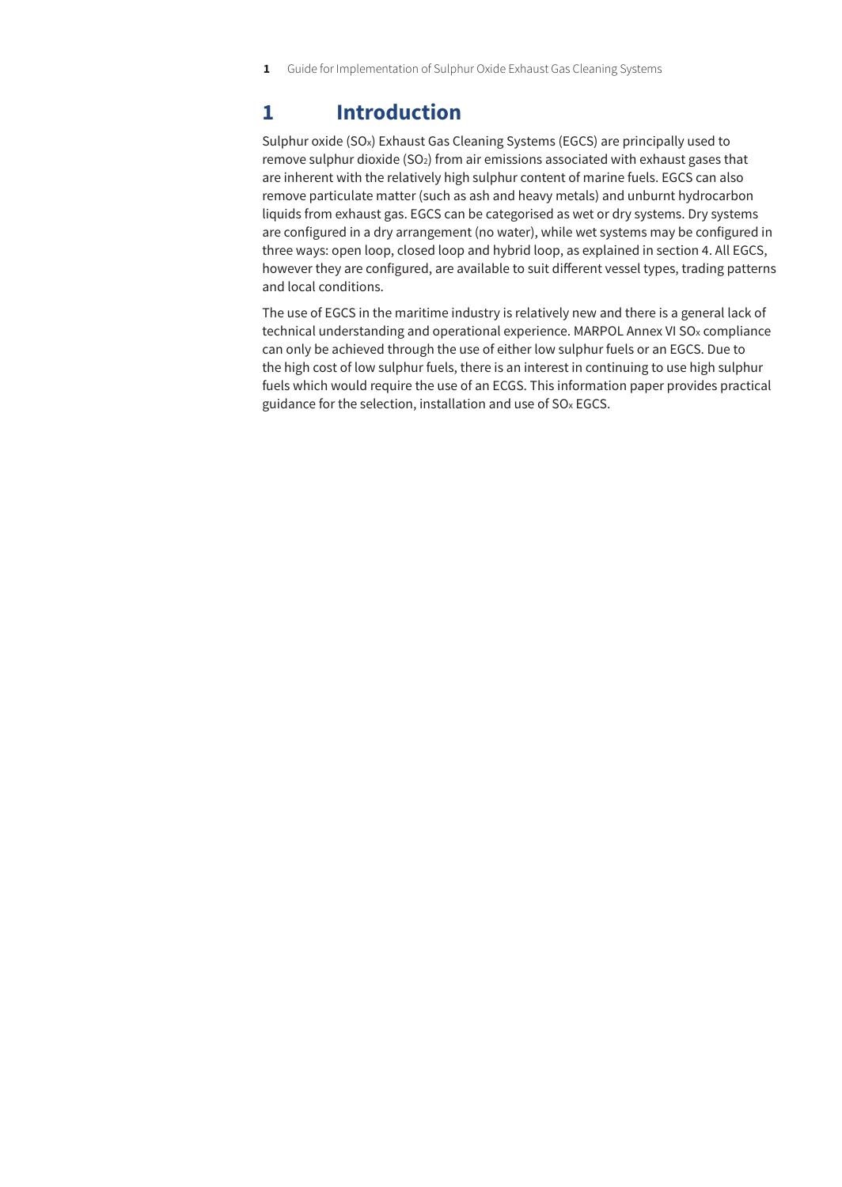# 1 Introduction

Sulphur oxide ($SO_x$) Exhaust Gas Cleaning Systems (EGCS) are principally used to remove sulphur dioxide ($SO_2$) from air emissions associated with exhaust gases that are inherent with the relatively high sulphur content of marine fuels. EGCS can also remove particulate matter (such as ash and heavy metals) and unburnt hydrocarbon liquids from exhaust gas. EGCS can be categorised as wet or dry systems. Dry systems are configured in a dry arrangement (no water), while wet systems may be configured in three ways: open loop, closed loop and hybrid loop, as explained in section 4. All EGCS, however they are configured, are available to suit different vessel types, trading patterns and local conditions.

The use of EGCS in the maritime industry is relatively new and there is a general lack of technical understanding and operational experience. MARPOL Annex VI $SO_x$ compliance can only be achieved through the use of either low sulphur fuels or an EGCS. Due to the high cost of low sulphur fuels, there is an interest in continuing to use high sulphur fuels which would require the use of an ECGS. This information paper provides practical guidance for the selection, installation and use of $SO_x$ EGCS.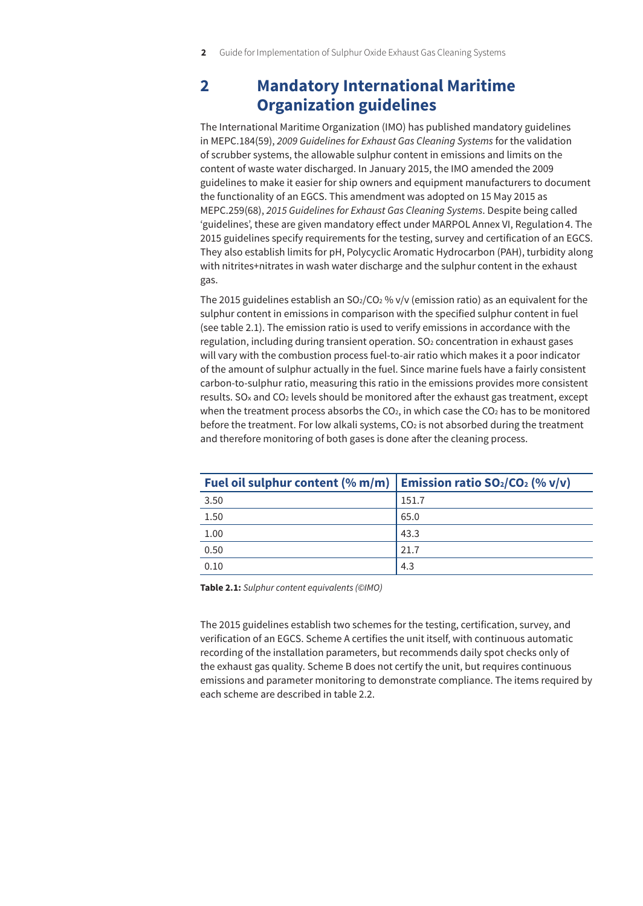## 2 Mandatory International Maritime Organization guidelines

The International Maritime Organization (IMO) has published mandatory guidelines in MEPC.184(59), *2009 Guidelines for Exhaust Gas Cleaning Systems* for the validation of scrubber systems, the allowable sulphur content in emissions and limits on the content of waste water discharged. In January 2015, the IMO amended the 2009 guidelines to make it easier for ship owners and equipment manufacturers to document the functionality of an EGCS. This amendment was adopted on 15 May 2015 as MEPC.259(68), *2015 Guidelines for Exhaust Gas Cleaning Systems*. Despite being called 'guidelines', these are given mandatory effect under MARPOL Annex VI, Regulation 4. The 2015 guidelines specify requirements for the testing, survey and certification of an EGCS. They also establish limits for pH, Polycyclic Aromatic Hydrocarbon (PAH), turbidity along with nitrites+nitrates in wash water discharge and the sulphur content in the exhaust gas.

The 2015 guidelines establish an $SO_2/CO_2$ % v/v (emission ratio) as an equivalent for the sulphur content in emissions in comparison with the specified sulphur content in fuel (see table 2.1). The emission ratio is used to verify emissions in accordance with the regulation, including during transient operation. $SO_2$ concentration in exhaust gases will vary with the combustion process fuel-to-air ratio which makes it a poor indicator of the amount of sulphur actually in the fuel. Since marine fuels have a fairly consistent carbon-to-sulphur ratio, measuring this ratio in the emissions provides more consistent results. $SO_x$ and $CO_2$ levels should be monitored after the exhaust gas treatment, except when the treatment process absorbs the $CO_2$, in which case the $CO_2$ has to be monitored before the treatment. For low alkali systems, $CO_2$ is not absorbed during the treatment and therefore monitoring of both gases is done after the cleaning process.

| Fuel oil sulphur content (% m/m) | Emission ratio $SO_2/CO_2$ (% v/v) |
|---|---|
| 3.50 | 151.7 |
| 1.50 | 65.0 |
| 1.00 | 43.3 |
| 0.50 | 21.7 |
| 0.10 | 4.3 |

**Table 2.1:** *Sulphur content equivalents (©IMO)*

The 2015 guidelines establish two schemes for the testing, certification, survey, and verification of an EGCS. Scheme A certifies the unit itself, with continuous automatic recording of the installation parameters, but recommends daily spot checks only of the exhaust gas quality. Scheme B does not certify the unit, but requires continuous emissions and parameter monitoring to demonstrate compliance. The items required by each scheme are described in table 2.2.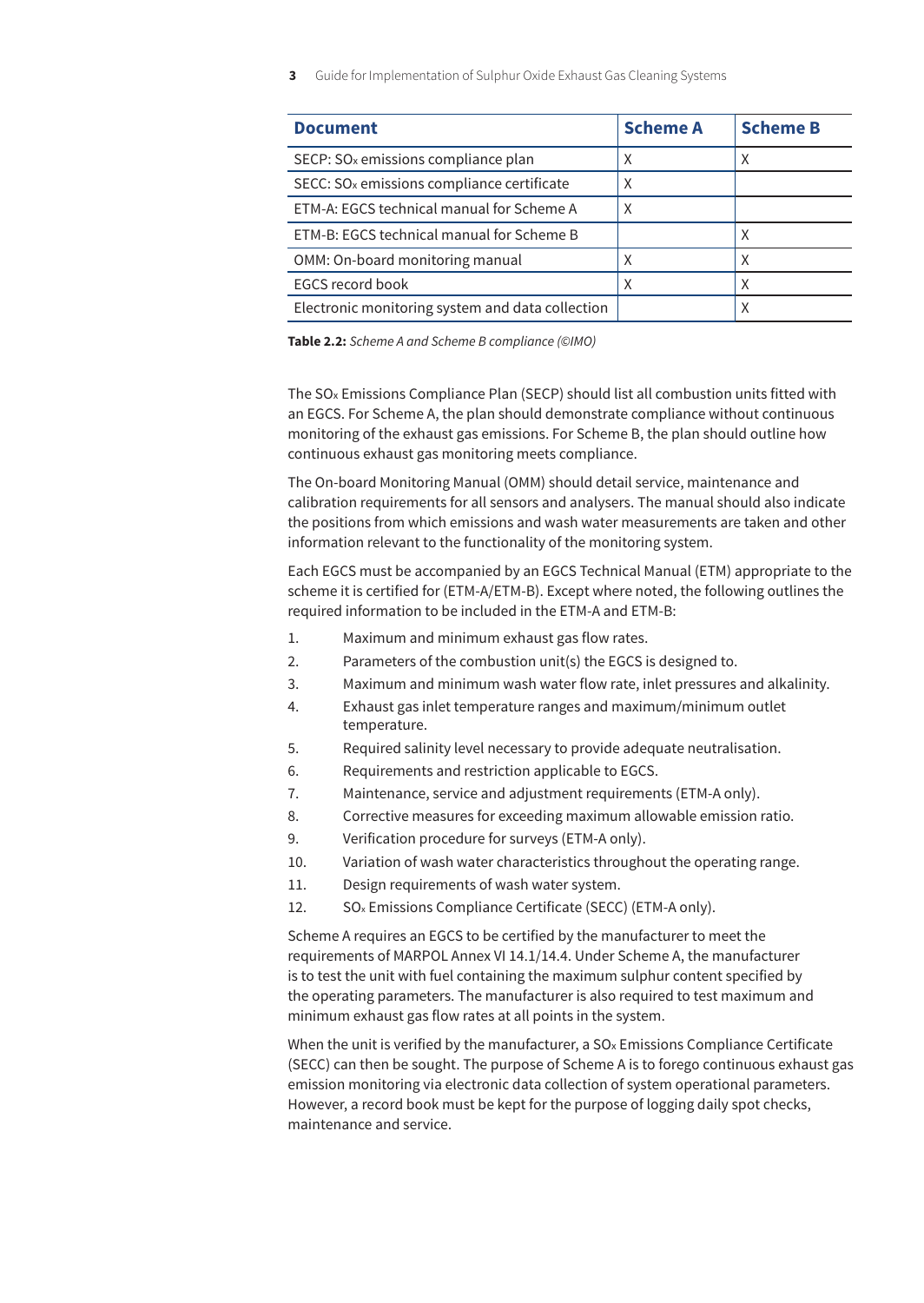| Document | Scheme A | Scheme B |
|---|---|---|
| SECP: $SO_x$ emissions compliance plan | X | X |
| SECC: $SO_x$ emissions compliance certificate | X | |
| ETM-A: EGCS technical manual for Scheme A | X | |
| ETM-B: EGCS technical manual for Scheme B | | X |
| OMM: On-board monitoring manual | X | X |
| EGCS record book | X | X |
| Electronic monitoring system and data collection | | X |

**Table 2.2:** *Scheme A and Scheme B compliance (©IMO)*

The $SO_x$ Emissions Compliance Plan (SECP) should list all combustion units fitted with an EGCS. For Scheme A, the plan should demonstrate compliance without continuous monitoring of the exhaust gas emissions. For Scheme B, the plan should outline how continuous exhaust gas monitoring meets compliance.

The On-board Monitoring Manual (OMM) should detail service, maintenance and calibration requirements for all sensors and analysers. The manual should also indicate the positions from which emissions and wash water measurements are taken and other information relevant to the functionality of the monitoring system.

Each EGCS must be accompanied by an EGCS Technical Manual (ETM) appropriate to the scheme it is certified for (ETM-A/ETM-B). Except where noted, the following outlines the required information to be included in the ETM-A and ETM-B:

1. Maximum and minimum exhaust gas flow rates.
2. Parameters of the combustion unit(s) the EGCS is designed to.
3. Maximum and minimum wash water flow rate, inlet pressures and alkalinity.
4. Exhaust gas inlet temperature ranges and maximum/minimum outlet temperature.
5. Required salinity level necessary to provide adequate neutralisation.
6. Requirements and restriction applicable to EGCS.
7. Maintenance, service and adjustment requirements (ETM-A only).
8. Corrective measures for exceeding maximum allowable emission ratio.
9. Verification procedure for surveys (ETM-A only).
10. Variation of wash water characteristics throughout the operating range.
11. Design requirements of wash water system.
12. $SO_x$ Emissions Compliance Certificate (SECC) (ETM-A only).

Scheme A requires an EGCS to be certified by the manufacturer to meet the requirements of MARPOL Annex VI 14.1/14.4. Under Scheme A, the manufacturer is to test the unit with fuel containing the maximum sulphur content specified by the operating parameters. The manufacturer is also required to test maximum and minimum exhaust gas flow rates at all points in the system.

When the unit is verified by the manufacturer, a $SO_x$ Emissions Compliance Certificate (SECC) can then be sought. The purpose of Scheme A is to forego continuous exhaust gas emission monitoring via electronic data collection of system operational parameters. However, a record book must be kept for the purpose of logging daily spot checks, maintenance and service.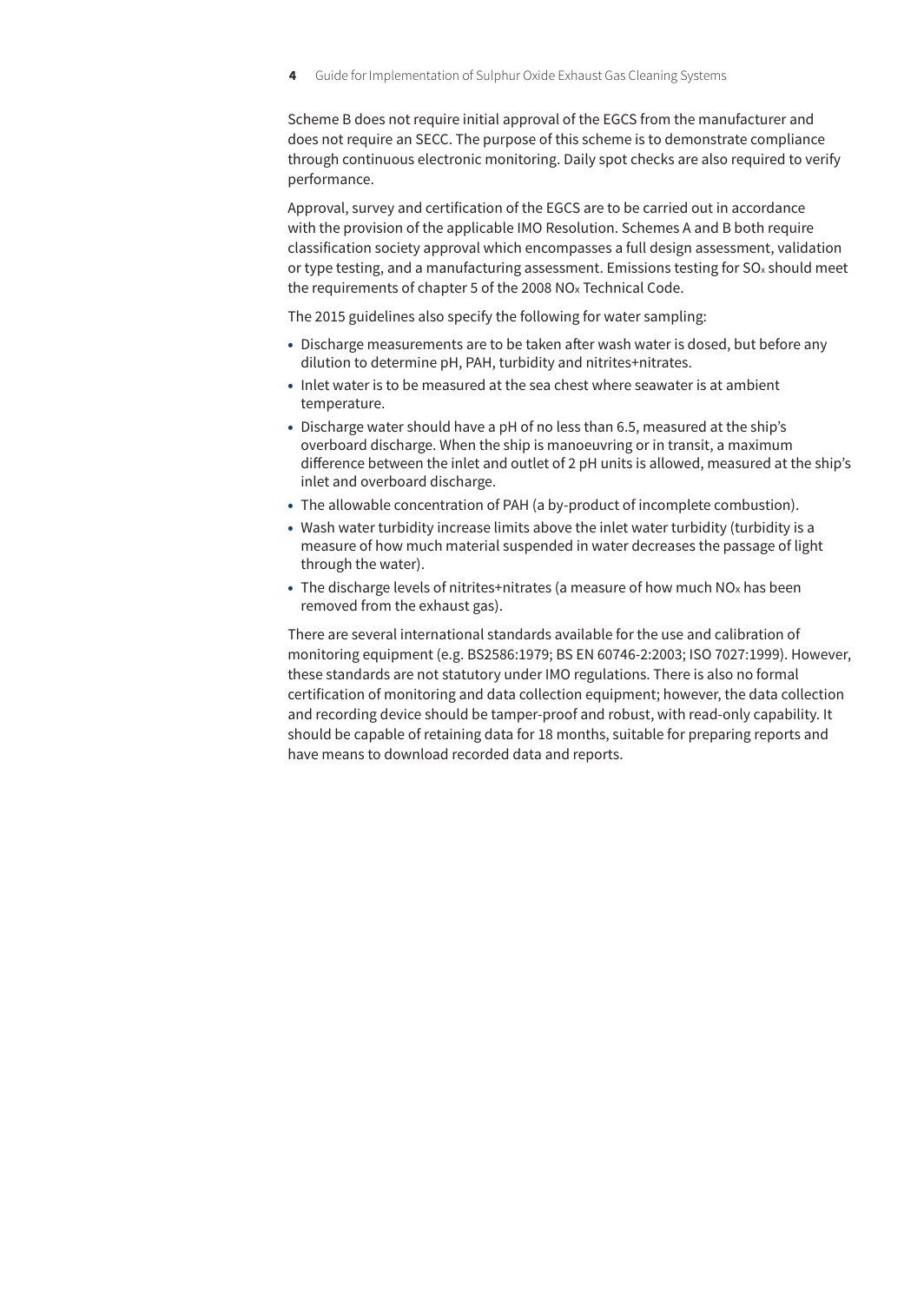Scheme B does not require initial approval of the EGCS from the manufacturer and does not require an SECC. The purpose of this scheme is to demonstrate compliance through continuous electronic monitoring. Daily spot checks are also required to verify performance.

Approval, survey and certification of the EGCS are to be carried out in accordance with the provision of the applicable IMO Resolution. Schemes A and B both require classification society approval which encompasses a full design assessment, validation or type testing, and a manufacturing assessment. Emissions testing for $SO_x$ should meet the requirements of chapter 5 of the 2008 $NO_x$ Technical Code.

The 2015 guidelines also specify the following for water sampling:

- Discharge measurements are to be taken after wash water is dosed, but before any dilution to determine pH, PAH, turbidity and nitrites+nitrates.
- Inlet water is to be measured at the sea chest where seawater is at ambient temperature.
- Discharge water should have a pH of no less than 6.5, measured at the ship's overboard discharge. When the ship is manoeuvring or in transit, a maximum difference between the inlet and outlet of 2 pH units is allowed, measured at the ship's inlet and overboard discharge.
- The allowable concentration of PAH (a by-product of incomplete combustion).
- Wash water turbidity increase limits above the inlet water turbidity (turbidity is a measure of how much material suspended in water decreases the passage of light through the water).
- The discharge levels of nitrites+nitrates (a measure of how much $NO_x$ has been removed from the exhaust gas).

There are several international standards available for the use and calibration of monitoring equipment (e.g. BS2586:1979; BS EN 60746-2:2003; ISO 7027:1999). However, these standards are not statutory under IMO regulations. There is also no formal certification of monitoring and data collection equipment; however, the data collection and recording device should be tamper-proof and robust, with read-only capability. It should be capable of retaining data for 18 months, suitable for preparing reports and have means to download recorded data and reports.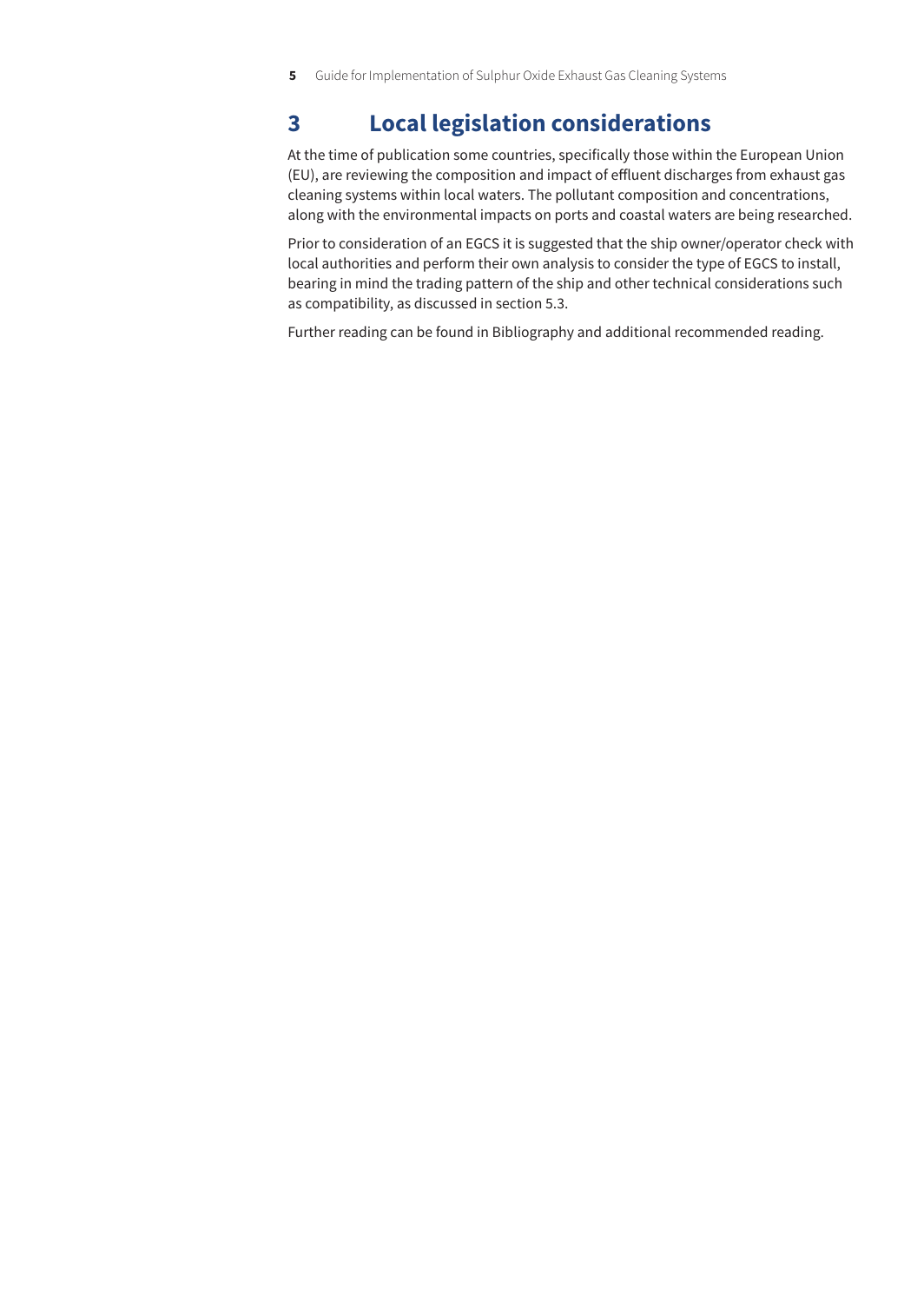# 3 Local legislation considerations

At the time of publication some countries, specifically those within the European Union (EU), are reviewing the composition and impact of effluent discharges from exhaust gas cleaning systems within local waters. The pollutant composition and concentrations, along with the environmental impacts on ports and coastal waters are being researched.

Prior to consideration of an EGCS it is suggested that the ship owner/operator check with local authorities and perform their own analysis to consider the type of EGCS to install, bearing in mind the trading pattern of the ship and other technical considerations such as compatibility, as discussed in section 5.3.

Further reading can be found in Bibliography and additional recommended reading.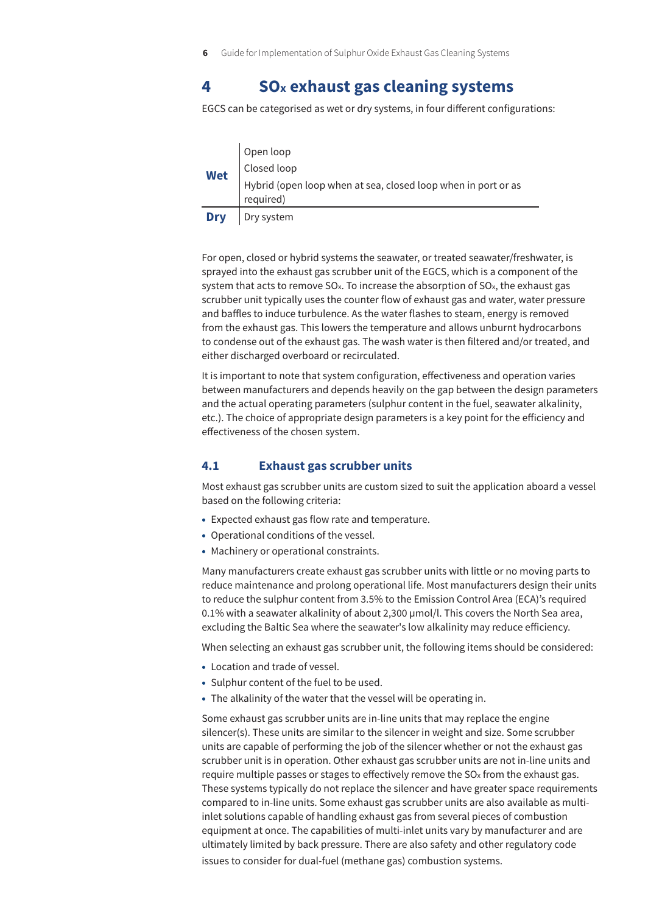# 4 $SO_x$ exhaust gas cleaning systems

EGCS can be categorised as wet or dry systems, in four different configurations:

| | |
|---|---|
| **Wet** | Open loop |
| | Closed loop |
| | Hybrid (open loop when at sea, closed loop when in port or as required) |
| **Dry** | Dry system |

For open, closed or hybrid systems the seawater, or treated seawater/freshwater, is sprayed into the exhaust gas scrubber unit of the EGCS, which is a component of the system that acts to remove $SO_x$. To increase the absorption of $SO_x$, the exhaust gas scrubber unit typically uses the counter flow of exhaust gas and water, water pressure and baffles to induce turbulence. As the water flashes to steam, energy is removed from the exhaust gas. This lowers the temperature and allows unburnt hydrocarbons to condense out of the exhaust gas. The wash water is then filtered and/or treated, and either discharged overboard or recirculated.

It is important to note that system configuration, effectiveness and operation varies between manufacturers and depends heavily on the gap between the design parameters and the actual operating parameters (sulphur content in the fuel, seawater alkalinity, etc.). The choice of appropriate design parameters is a key point for the efficiency and effectiveness of the chosen system.

## 4.1 Exhaust gas scrubber units

Most exhaust gas scrubber units are custom sized to suit the application aboard a vessel based on the following criteria:

- Expected exhaust gas flow rate and temperature.
- Operational conditions of the vessel.
- Machinery or operational constraints.

Many manufacturers create exhaust gas scrubber units with little or no moving parts to reduce maintenance and prolong operational life. Most manufacturers design their units to reduce the sulphur content from 3.5% to the Emission Control Area (ECA)'s required 0.1% with a seawater alkalinity of about 2,300 μmol/l. This covers the North Sea area, excluding the Baltic Sea where the seawater's low alkalinity may reduce efficiency.

When selecting an exhaust gas scrubber unit, the following items should be considered:

- Location and trade of vessel.
- Sulphur content of the fuel to be used.
- The alkalinity of the water that the vessel will be operating in.

Some exhaust gas scrubber units are in-line units that may replace the engine silencer(s). These units are similar to the silencer in weight and size. Some scrubber units are capable of performing the job of the silencer whether or not the exhaust gas scrubber unit is in operation. Other exhaust gas scrubber units are not in-line units and require multiple passes or stages to effectively remove the $SO_x$ from the exhaust gas. These systems typically do not replace the silencer and have greater space requirements compared to in-line units. Some exhaust gas scrubber units are also available as multi-inlet solutions capable of handling exhaust gas from several pieces of combustion equipment at once. The capabilities of multi-inlet units vary by manufacturer and are ultimately limited by back pressure. There are also safety and other regulatory code issues to consider for dual-fuel (methane gas) combustion systems.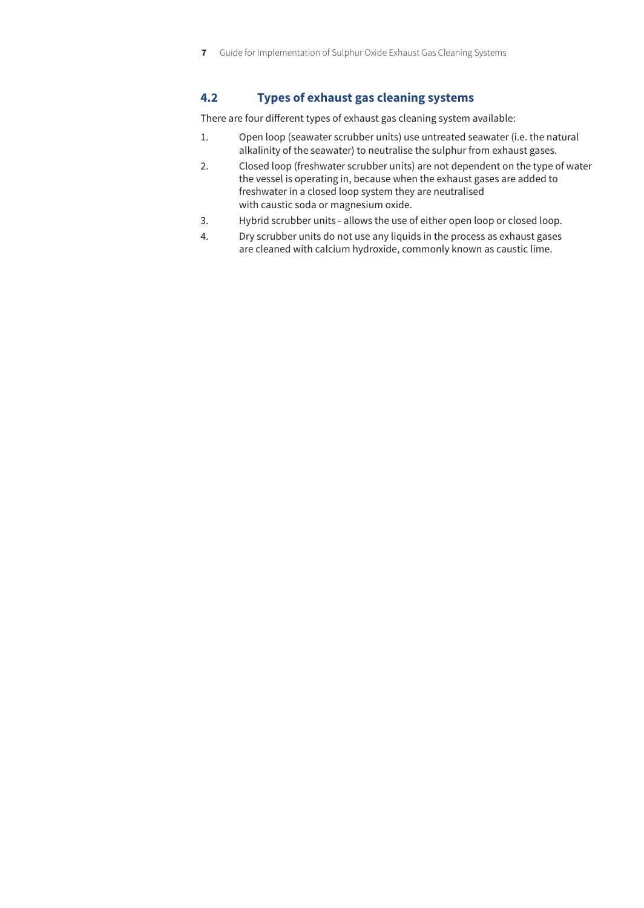## 4.2 Types of exhaust gas cleaning systems

There are four different types of exhaust gas cleaning system available:

1. Open loop (seawater scrubber units) use untreated seawater (i.e. the natural alkalinity of the seawater) to neutralise the sulphur from exhaust gases.
2. Closed loop (freshwater scrubber units) are not dependent on the type of water the vessel is operating in, because when the exhaust gases are added to freshwater in a closed loop system they are neutralised with caustic soda or magnesium oxide.
3. Hybrid scrubber units - allows the use of either open loop or closed loop.
4. Dry scrubber units do not use any liquids in the process as exhaust gases are cleaned with calcium hydroxide, commonly known as caustic lime.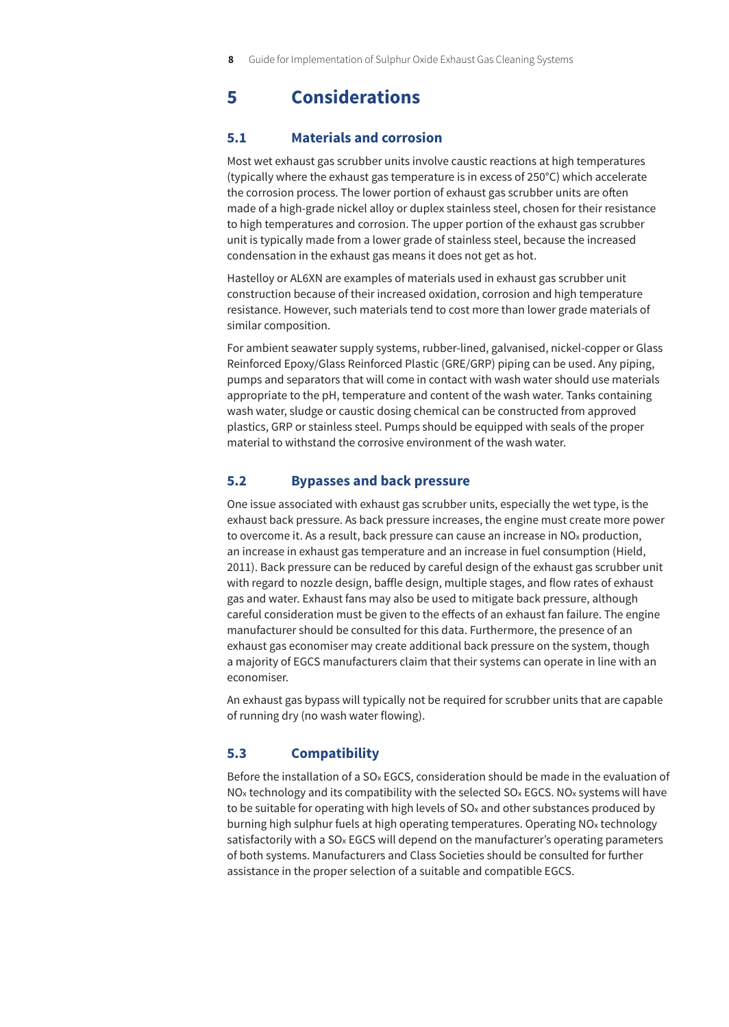# 5 Considerations

## 5.1 Materials and corrosion

Most wet exhaust gas scrubber units involve caustic reactions at high temperatures (typically where the exhaust gas temperature is in excess of 250°C) which accelerate the corrosion process. The lower portion of exhaust gas scrubber units are often made of a high-grade nickel alloy or duplex stainless steel, chosen for their resistance to high temperatures and corrosion. The upper portion of the exhaust gas scrubber unit is typically made from a lower grade of stainless steel, because the increased condensation in the exhaust gas means it does not get as hot.

Hastelloy or AL6XN are examples of materials used in exhaust gas scrubber unit construction because of their increased oxidation, corrosion and high temperature resistance. However, such materials tend to cost more than lower grade materials of similar composition.

For ambient seawater supply systems, rubber-lined, galvanised, nickel-copper or Glass Reinforced Epoxy/Glass Reinforced Plastic (GRE/GRP) piping can be used. Any piping, pumps and separators that will come in contact with wash water should use materials appropriate to the pH, temperature and content of the wash water. Tanks containing wash water, sludge or caustic dosing chemical can be constructed from approved plastics, GRP or stainless steel. Pumps should be equipped with seals of the proper material to withstand the corrosive environment of the wash water.

## 5.2 Bypasses and back pressure

One issue associated with exhaust gas scrubber units, especially the wet type, is the exhaust back pressure. As back pressure increases, the engine must create more power to overcome it. As a result, back pressure can cause an increase in $NO_x$ production, an increase in exhaust gas temperature and an increase in fuel consumption (Hield, 2011). Back pressure can be reduced by careful design of the exhaust gas scrubber unit with regard to nozzle design, baffle design, multiple stages, and flow rates of exhaust gas and water. Exhaust fans may also be used to mitigate back pressure, although careful consideration must be given to the effects of an exhaust fan failure. The engine manufacturer should be consulted for this data. Furthermore, the presence of an exhaust gas economiser may create additional back pressure on the system, though a majority of EGCS manufacturers claim that their systems can operate in line with an economiser.

An exhaust gas bypass will typically not be required for scrubber units that are capable of running dry (no wash water flowing).

## 5.3 Compatibility

Before the installation of a $SO_x$ EGCS, consideration should be made in the evaluation of $NO_x$ technology and its compatibility with the selected $SO_x$ EGCS. $NO_x$ systems will have to be suitable for operating with high levels of $SO_x$ and other substances produced by burning high sulphur fuels at high operating temperatures. Operating $NO_x$ technology satisfactorily with a $SO_x$ EGCS will depend on the manufacturer's operating parameters of both systems. Manufacturers and Class Societies should be consulted for further assistance in the proper selection of a suitable and compatible EGCS.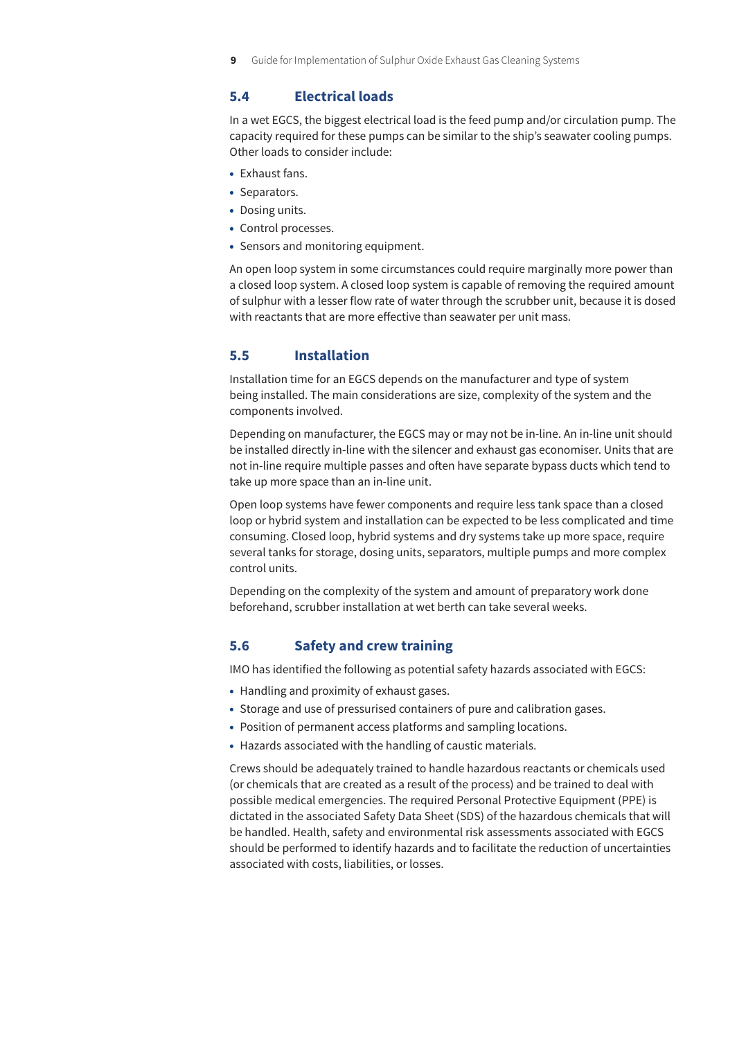## 5.4 Electrical loads

In a wet EGCS, the biggest electrical load is the feed pump and/or circulation pump. The capacity required for these pumps can be similar to the ship's seawater cooling pumps. Other loads to consider include:

- Exhaust fans.
- Separators.
- Dosing units.
- Control processes.
- Sensors and monitoring equipment.

An open loop system in some circumstances could require marginally more power than a closed loop system. A closed loop system is capable of removing the required amount of sulphur with a lesser flow rate of water through the scrubber unit, because it is dosed with reactants that are more effective than seawater per unit mass.

## 5.5 Installation

Installation time for an EGCS depends on the manufacturer and type of system being installed. The main considerations are size, complexity of the system and the components involved.

Depending on manufacturer, the EGCS may or may not be in-line. An in-line unit should be installed directly in-line with the silencer and exhaust gas economiser. Units that are not in-line require multiple passes and often have separate bypass ducts which tend to take up more space than an in-line unit.

Open loop systems have fewer components and require less tank space than a closed loop or hybrid system and installation can be expected to be less complicated and time consuming. Closed loop, hybrid systems and dry systems take up more space, require several tanks for storage, dosing units, separators, multiple pumps and more complex control units.

Depending on the complexity of the system and amount of preparatory work done beforehand, scrubber installation at wet berth can take several weeks.

## 5.6 Safety and crew training

IMO has identified the following as potential safety hazards associated with EGCS:

- Handling and proximity of exhaust gases.
- Storage and use of pressurised containers of pure and calibration gases.
- Position of permanent access platforms and sampling locations.
- Hazards associated with the handling of caustic materials.

Crews should be adequately trained to handle hazardous reactants or chemicals used (or chemicals that are created as a result of the process) and be trained to deal with possible medical emergencies. The required Personal Protective Equipment (PPE) is dictated in the associated Safety Data Sheet (SDS) of the hazardous chemicals that will be handled. Health, safety and environmental risk assessments associated with EGCS should be performed to identify hazards and to facilitate the reduction of uncertainties associated with costs, liabilities, or losses.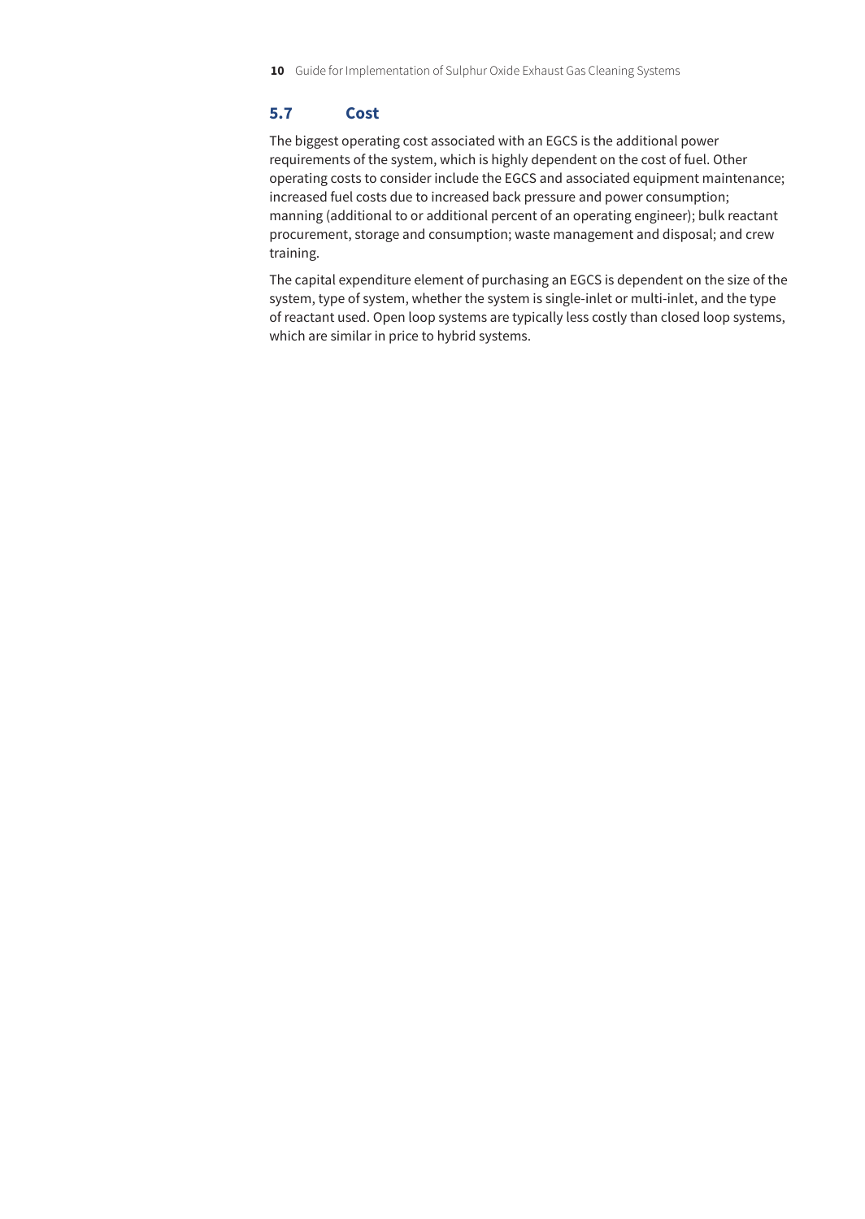## 5.7 Cost

The biggest operating cost associated with an EGCS is the additional power requirements of the system, which is highly dependent on the cost of fuel. Other operating costs to consider include the EGCS and associated equipment maintenance; increased fuel costs due to increased back pressure and power consumption; manning (additional to or additional percent of an operating engineer); bulk reactant procurement, storage and consumption; waste management and disposal; and crew training.

The capital expenditure element of purchasing an EGCS is dependent on the size of the system, type of system, whether the system is single-inlet or multi-inlet, and the type of reactant used. Open loop systems are typically less costly than closed loop systems, which are similar in price to hybrid systems.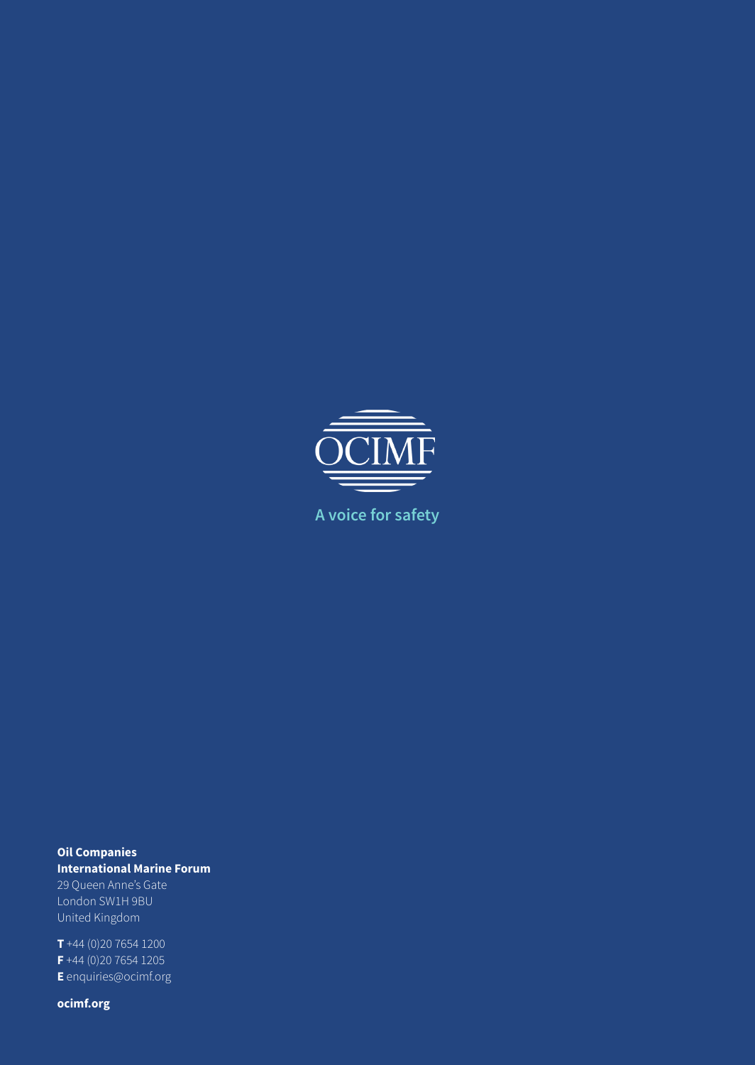OCIMF

A voice for safety

**Oil Companies**
**International Marine Forum**
29 Queen Anne's Gate
London SW1H 9BU
United Kingdom

**T** +44 (0)20 7654 1200
**F** +44 (0)20 7654 1205
**E** enquiries@ocimf.org

**ocimf.org**